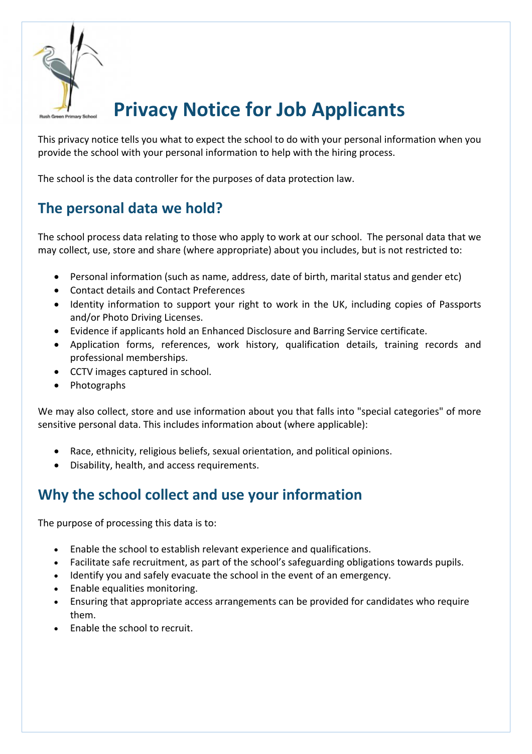# Privacy Notice for Job Applicants

This privacy notice tells you what to expect the school to do with your personal information when you provide the school with your personal information to help with the hiring process.

The school is the data controller for the purposes of data protection law.

## The personal data we hold?

The school process data relating to those who apply to work at our school. The personal data that we may collect, use, store and share (where appropriate) about you includes, but is not restricted to:

- Personal information (such as name, address, date of birth, marital status and gender etc)
- Contact details and Contact Preferences
- Identity information to support your right to work in the UK, including copies of Passports and/or Photo Driving Licenses.
- Evidence if applicants hold an Enhanced Disclosure and Barring Service certificate.
- Application forms, references, work history, qualification details, training records and professional memberships.
- CCTV images captured in school.
- Photographs

We may also collect, store and use information about you that falls into "special categories" of more sensitive personal data. This includes information about (where applicable):

- Race, ethnicity, religious beliefs, sexual orientation, and political opinions.
- Disability, health, and access requirements.

## Why the school collect and use your information

The purpose of processing this data is to:

- Enable the school to establish relevant experience and qualifications.
- Facilitate safe recruitment, as part of the school's safeguarding obligations towards pupils.
- Identify you and safely evacuate the school in the event of an emergency.
- Enable equalities monitoring.
- Ensuring that appropriate access arrangements can be provided for candidates who require them.
- Enable the school to recruit.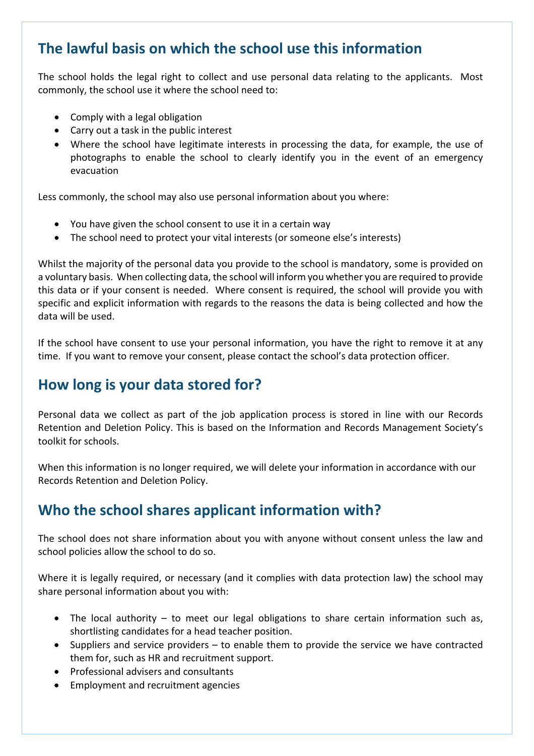## The lawful basis on which the school use this information

The school holds the legal right to collect and use personal data relating to the applicants. Most commonly, the school use it where the school need to:

- Comply with a legal obligation
- Carry out a task in the public interest
- Where the school have legitimate interests in processing the data, for example, the use of photographs to enable the school to clearly identify you in the event of an emergency evacuation

Less commonly, the school may also use personal information about you where:

- You have given the school consent to use it in a certain way
- The school need to protect your vital interests (or someone else's interests)

Whilst the majority of the personal data you provide to the school is mandatory, some is provided on a voluntary basis. When collecting data, the school will inform you whether you are required to provide this data or if your consent is needed. Where consent is required, the school will provide you with specific and explicit information with regards to the reasons the data is being collected and how the data will be used.

If the school have consent to use your personal information, you have the right to remove it at any time. If you want to remove your consent, please contact the school's data protection officer.

## How long is your data stored for?

Personal data we collect as part of the job application process is stored in line with our Records Retention and Deletion Policy. This is based on the Information and Records Management Society's toolkit for schools.

When this information is no longer required, we will delete your information in accordance with our Records Retention and Deletion Policy.

## Who the school shares applicant information with?

The school does not share information about you with anyone without consent unless the law and school policies allow the school to do so.

Where it is legally required, or necessary (and it complies with data protection law) the school may share personal information about you with:

- The local authority – to meet our legal obligations to share certain information such as, shortlisting candidates for a head teacher position.
- Suppliers and service providers – to enable them to provide the service we have contracted them for, such as HR and recruitment support.
- Professional advisers and consultants
- Employment and recruitment agencies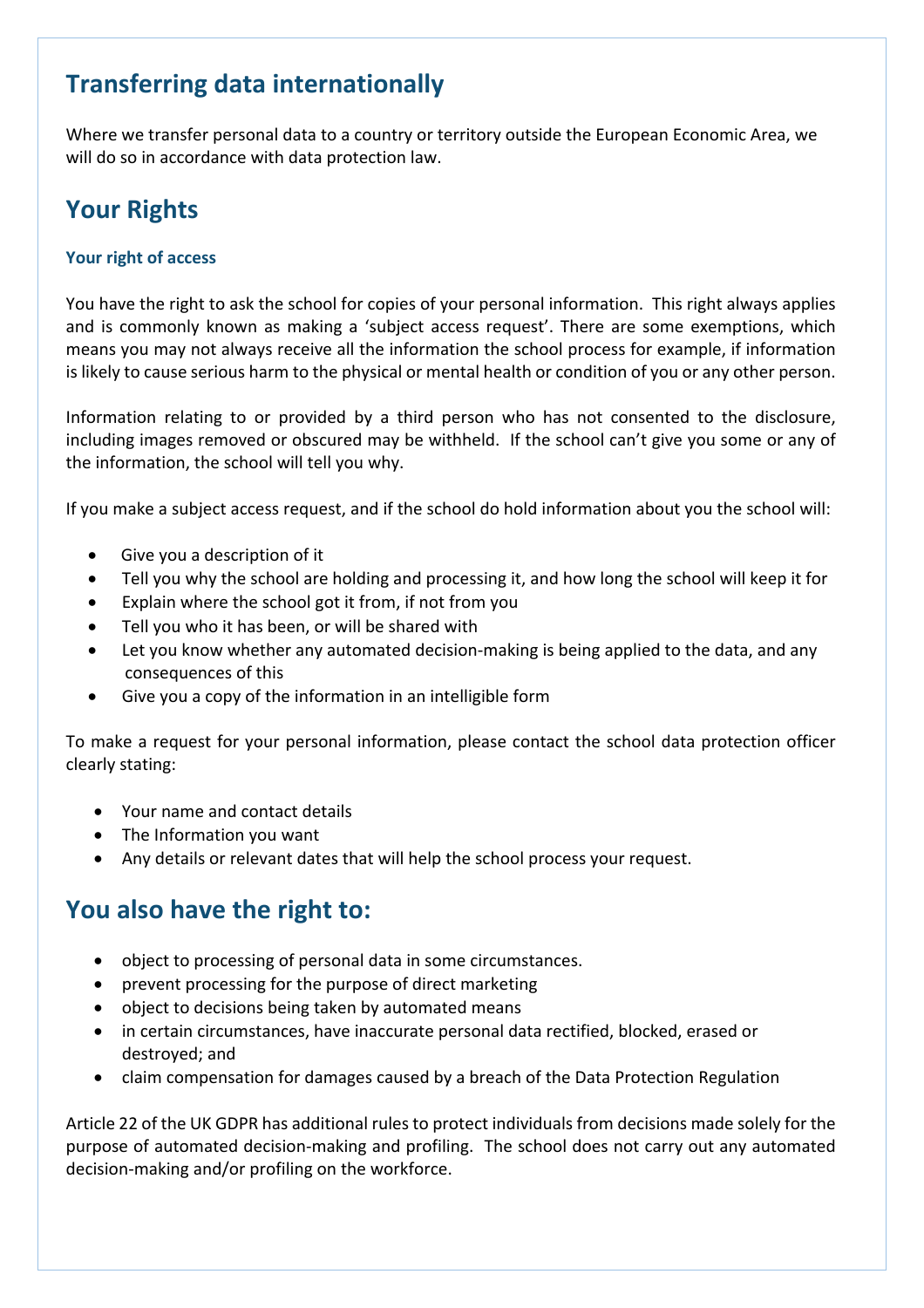## Transferring data internationally

Where we transfer personal data to a country or territory outside the European Economic Area, we will do so in accordance with data protection law.

## Your Rights

### Your right of access

You have the right to ask the school for copies of your personal information. This right always applies and is commonly known as making a 'subject access request'. There are some exemptions, which means you may not always receive all the information the school process for example, if information is likely to cause serious harm to the physical or mental health or condition of you or any other person.

Information relating to or provided by a third person who has not consented to the disclosure, including images removed or obscured may be withheld. If the school can't give you some or any of the information, the school will tell you why.

If you make a subject access request, and if the school do hold information about you the school will:

- Give you a description of it
- Tell you why the school are holding and processing it, and how long the school will keep it for
- Explain where the school got it from, if not from you
- Tell you who it has been, or will be shared with
- Let you know whether any automated decision-making is being applied to the data, and any consequences of this
- Give you a copy of the information in an intelligible form

To make a request for your personal information, please contact the school data protection officer clearly stating:

- Your name and contact details
- The Information you want
- Any details or relevant dates that will help the school process your request.

## You also have the right to:

- object to processing of personal data in some circumstances.
- prevent processing for the purpose of direct marketing
- object to decisions being taken by automated means
- in certain circumstances, have inaccurate personal data rectified, blocked, erased or destroyed; and
- claim compensation for damages caused by a breach of the Data Protection Regulation

Article 22 of the UK GDPR has additional rules to protect individuals from decisions made solely for the purpose of automated decision-making and profiling. The school does not carry out any automated decision-making and/or profiling on the workforce.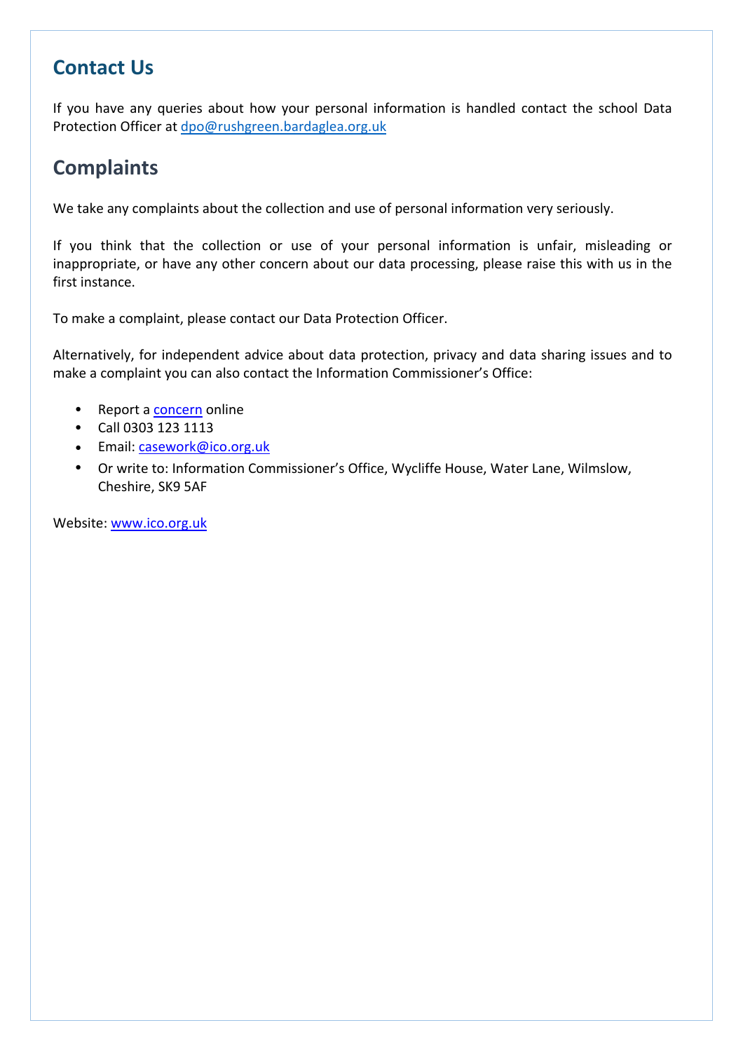## Contact Us

If you have any queries about how your personal information is handled contact the school Data Protection Officer at dpo@rushgreen.bardaglea.org.uk

## Complaints

We take any complaints about the collection and use of personal information very seriously.

If you think that the collection or use of your personal information is unfair, misleading or inappropriate, or have any other concern about our data processing, please raise this with us in the first instance.

To make a complaint, please contact our Data Protection Officer.

Alternatively, for independent advice about data protection, privacy and data sharing issues and to make a complaint you can also contact the Information Commissioner's Office:

- Report a concern online
- Call 0303 123 1113
- Email: casework@ico.org.uk
- Or write to: Information Commissioner's Office, Wycliffe House, Water Lane, Wilmslow, Cheshire, SK9 5AF

Website: www.ico.org.uk